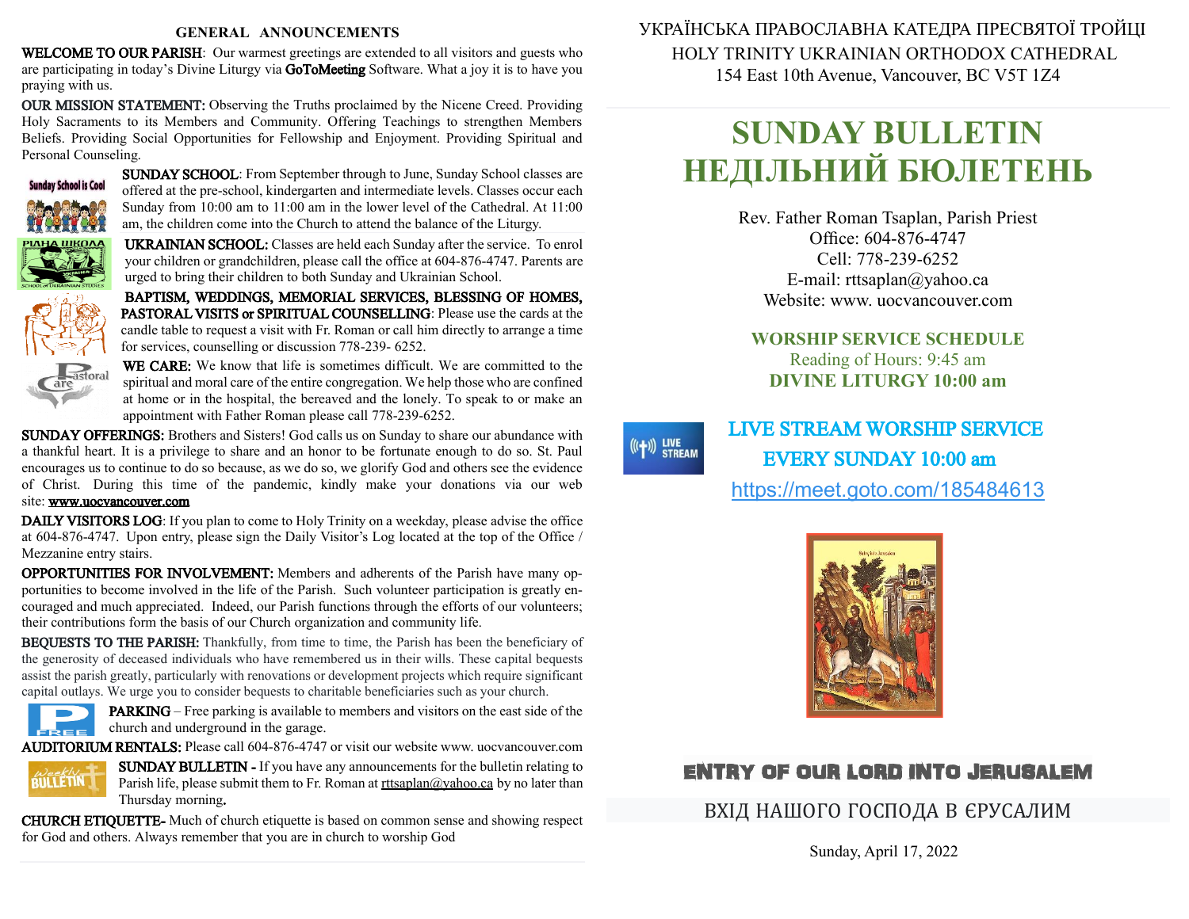## GENERAL ANNOUNCEMENTS

**WELCOME TO OUR PARISH**: Our warmest greetings are extended to all visitors and guests who are participating in today's Divine Liturgy via **GoToMeeting** Software. What a joy it is to have you praying with us.

**OUR MISSION STATEMENT:** Observing the Truths proclaimed by the Nicene Creed. Providing Holy Sacraments to its Members and Community. Offering Teachings to strengthen Members Beliefs. Providing Social Opportunities for Fellowship and Enjoyment. Providing Spiritual and Personal Counseling.

**SUNDAY SCHOOL**: From September through to June, Sunday School classes are offered at the pre-school, kindergarten and intermediate levels. Classes occur each Sunday from 10:00 am to 11:00 am in the lower level of the Cathedral. At 11:00 am, the children come into the Church to attend the balance of the Liturgy.

**UKRAINIAN SCHOOL:** Classes are held each Sunday after the service. To enrol your children or grandchildren, please call the office at 604-876-4747. Parents are urged to bring their children to both Sunday and Ukrainian School.

**BAPTISM, WEDDINGS, MEMORIAL SERVICES, BLESSING OF HOMES, PASTORAL VISITS or SPIRITUAL COUNSELLING**: Please use the cards at the candle table to request a visit with Fr. Roman or call him directly to arrange a time for services, counselling or discussion 778-239- 6252.

**WE CARE:** We know that life is sometimes difficult. We are committed to the spiritual and moral care of the entire congregation. We help those who are confined at home or in the hospital, the bereaved and the lonely. To speak to or make an appointment with Father Roman please call 778-239-6252.

**SUNDAY OFFERINGS:** Brothers and Sisters! God calls us on Sunday to share our abundance with a thankful heart. It is a privilege to share and an honor to be fortunate enough to do so. St. Paul encourages us to continue to do so because, as we do so, we glorify God and others see the evidence of Christ. During this time of the pandemic, kindly make your donations via our web site: www.uocvancouver.com

**DAILY VISITORS LOG**: If you plan to come to Holy Trinity on a weekday, please advise the office at 604-876-4747. Upon entry, please sign the Daily Visitor's Log located at the top of the Office / Mezzanine entry stairs.

**OPPORTUNITIES FOR INVOLVEMENT:** Members and adherents of the Parish have many opportunities to become involved in the life of the Parish. Such volunteer participation is greatly encouraged and much appreciated. Indeed, our Parish functions through the efforts of our volunteers; their contributions form the basis of our Church organization and community life.

**BEQUESTS TO THE PARISH:** Thankfully, from time to time, the Parish has been the beneficiary of the generosity of deceased individuals who have remembered us in their wills. These capital bequests assist the parish greatly, particularly with renovations or development projects which require significant capital outlays. We urge you to consider bequests to charitable beneficiaries such as your church.

**PARKING** – Free parking is available to members and visitors on the east side of the church and underground in the garage.

**AUDITORIUM RENTALS:** Please call 604-876-4747 or visit our website www. uocvancouver.com

**SUNDAY BULLETIN -** If you have any announcements for the bulletin relating to Parish life, please submit them to Fr. Roman at rttsaplan@yahoo.ca by no later than Thursday morning.

**CHURCH ETIQUETTE-** Much of church etiquette is based on common sense and showing respect for God and others. Always remember that you are in church to worship God

УКРАЇНСЬКА ПРАВОСЛАВНА КАТЕДРА ПРЕСВЯТОЇ ТРОЙЦІ

HOLY TRINITY UKRAINIAN ORTHODOX CATHEDRAL

154 East 10th Avenue, Vancouver, BC V5T 1Z4

# SUNDAY BULLETIN
# НЕДІЛЬНИЙ БЮЛЕТЕНЬ

Rev. Father Roman Tsaplan, Parish Priest
Office: 604-876-4747
Cell: 778-239-6252
E-mail: rttsaplan@yahoo.ca
Website: www. uocvancouver.com

**WORSHIP SERVICE SCHEDULE**
Reading of Hours: 9:45 am
**DIVINE LITURGY 10:00 am**

**LIVE STREAM WORSHIP SERVICE**
**EVERY SUNDAY 10:00 am**
https://meet.goto.com/185484613

## ENTRY OF OUR LORD INTO JERUSALEM

## ВХІД НАШОГО ГОСПОДА В ЄРУСАЛИМ

Sunday, April 17, 2022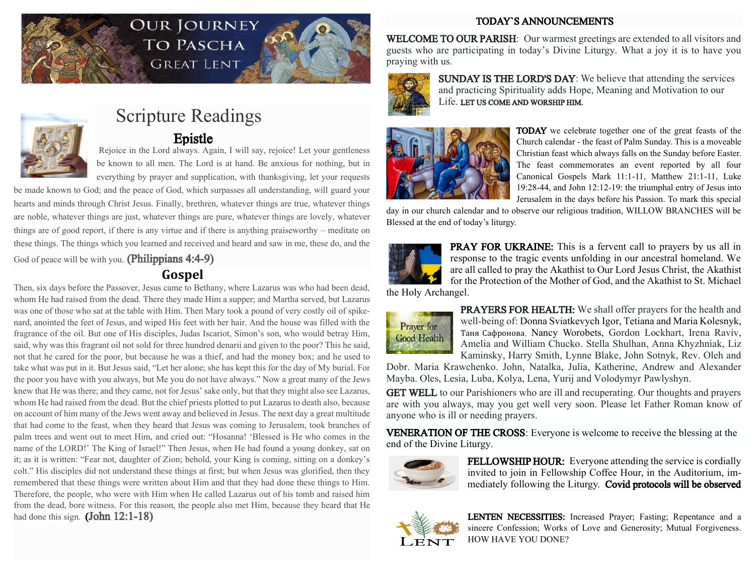# Our Journey to Pascha
## Great Lent

## Scripture Readings

### Epistle

Rejoice in the Lord always. Again, I will say, rejoice! Let your gentleness be known to all men. The Lord is at hand. Be anxious for nothing, but in everything by prayer and supplication, with thanksgiving, let your requests be made known to God; and the peace of God, which surpasses all understanding, will guard your hearts and minds through Christ Jesus. Finally, brethren, whatever things are true, whatever things are noble, whatever things are just, whatever things are pure, whatever things are lovely, whatever things are of good report, if there is any virtue and if there is anything praiseworthy – meditate on these things. The things which you learned and received and heard and saw in me, these do, and the God of peace will be with you. **(Philippians 4:4-9)**

### Gospel

Then, six days before the Passover, Jesus came to Bethany, where Lazarus was who had been dead, whom He had raised from the dead. There they made Him a supper; and Martha served, but Lazarus was one of those who sat at the table with Him. Then Mary took a pound of very costly oil of spikenard, anointed the feet of Jesus, and wiped His feet with her hair. And the house was filled with the fragrance of the oil. But one of His disciples, Judas Iscariot, Simon's son, who would betray Him, said, why was this fragrant oil not sold for three hundred denarii and given to the poor? This he said, not that he cared for the poor, but because he was a thief, and had the money box; and he used to take what was put in it. But Jesus said, "Let her alone; she has kept this for the day of My burial. For the poor you have with you always, but Me you do not have always." Now a great many of the Jews knew that He was there; and they came, not for Jesus' sake only, but that they might also see Lazarus, whom He had raised from the dead. But the chief priests plotted to put Lazarus to death also, because on account of him many of the Jews went away and believed in Jesus. The next day a great multitude that had come to the feast, when they heard that Jesus was coming to Jerusalem, took branches of palm trees and went out to meet Him, and cried out: "Hosanna! 'Blessed is He who comes in the name of the LORD!' The King of Israel!" Then Jesus, when He had found a young donkey, sat on it; as it is written: "Fear not, daughter of Zion; behold, your King is coming, sitting on a donkey's colt." His disciples did not understand these things at first; but when Jesus was glorified, then they remembered that these things were written about Him and that they had done these things to Him. Therefore, the people, who were with Him when He called Lazarus out of his tomb and raised him from the dead, bore witness. For this reason, the people also met Him, because they heard that He had done this sign. **(John 12:1-18)**

## TODAY`S ANNOUNCEMENTS

**WELCOME TO OUR PARISH**: Our warmest greetings are extended to all visitors and guests who are participating in today's Divine Liturgy. What a joy it is to have you praying with us.

**SUNDAY IS THE LORD'S DAY**: We believe that attending the services and practicing Spirituality adds Hope, Meaning and Motivation to our Life. LET US COME AND WORSHIP HIM.

**TODAY** we celebrate together one of the great feasts of the Church calendar - the feast of Palm Sunday. This is a moveable Christian feast which always falls on the Sunday before Easter. The feast commemorates an event reported by all four Canonical Gospels Mark 11:1-11, Matthew 21:1-11, Luke 19:28-44, and John 12:12-19: the triumphal entry of Jesus into Jerusalem in the days before his Passion. To mark this special day in our church calendar and to observe our religious tradition, WILLOW BRANCHES will be Blessed at the end of today's liturgy.

**PRAY FOR UKRAINE:** This is a fervent call to prayers by us all in response to the tragic events unfolding in our ancestral homeland. We are all called to pray the Akathist to Our Lord Jesus Christ, the Akathist for the Protection of the Mother of God, and the Akathist to St. Michael the Holy Archangel.

Prayer for Good Health

**PRAYERS FOR HEALTH:** We shall offer prayers for the health and well-being of: Donna Sviatkevych Igor, Tetiana and Maria Kolesnyk, Таня Сафронова, Nancy Worobets, Gordon Lockhart, Irena Raviv, Amelia and William Chucko. Stella Shulhan, Anna Khyzhniak, Liz Kaminsky, Harry Smith, Lynne Blake, John Sotnyk, Rev. Oleh and Dobr. Maria Krawchenko. John, Natalka, Julia, Katherine, Andrew and Alexander Mayba. Oles, Lesia, Luba, Kolya, Lena, Yurij and Volodymyr Pawlyshyn.

**GET WELL** to our Parishioners who are ill and recuperating. Our thoughts and prayers are with you always, may you get well very soon. Please let Father Roman know of anyone who is ill or needing prayers.

**VENERATION OF THE CROSS**: Everyone is welcome to receive the blessing at the end of the Divine Liturgy.

**FELLOWSHIP HOUR:** Everyone attending the service is cordially invited to join in Fellowship Coffee Hour, in the Auditorium, immediately following the Liturgy. **Covid protocols will be observed**

**LENTEN NECESSITIES:** Increased Prayer; Fasting; Repentance and a sincere Confession; Works of Love and Generosity; Mutual Forgiveness. HOW HAVE YOU DONE?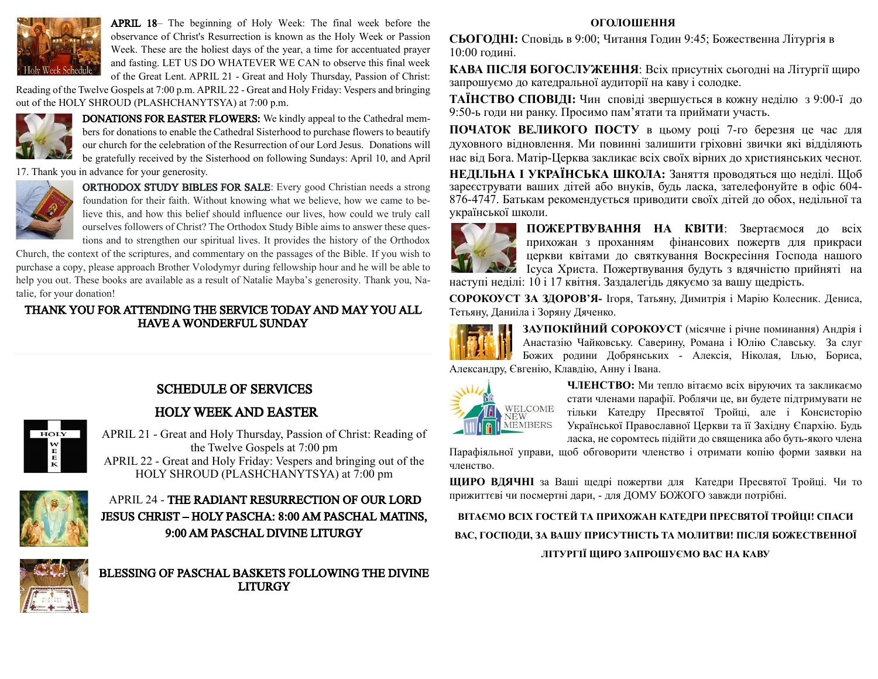**APRIL 18**– The beginning of Holy Week: The final week before the observance of Christ's Resurrection is known as the Holy Week or Passion Week. These are the holiest days of the year, a time for accentuated prayer and fasting. LET US DO WHATEVER WE CAN to observe this final week of the Great Lent. APRIL 21 - Great and Holy Thursday, Passion of Christ: Reading of the Twelve Gospels at 7:00 p.m. APRIL 22 - Great and Holy Friday: Vespers and bringing out of the HOLY SHROUD (PLASHCHANYTSYA) at 7:00 p.m.

**DONATIONS FOR EASTER FLOWERS:** We kindly appeal to the Cathedral members for donations to enable the Cathedral Sisterhood to purchase flowers to beautify our church for the celebration of the Resurrection of our Lord Jesus. Donations will be gratefully received by the Sisterhood on following Sundays: April 10, and April 17. Thank you in advance for your generosity.

**ORTHODOX STUDY BIBLES FOR SALE**: Every good Christian needs a strong foundation for their faith. Without knowing what we believe, how we came to believe this, and how this belief should influence our lives, how could we truly call ourselves followers of Christ? The Orthodox Study Bible aims to answer these questions and to strengthen our spiritual lives. It provides the history of the Orthodox Church, the context of the scriptures, and commentary on the passages of the Bible. If you wish to purchase a copy, please approach Brother Volodymyr during fellowship hour and he will be able to help you out. These books are available as a result of Natalie Mayba's generosity. Thank you, Natalie, for your donation!

**THANK YOU FOR ATTENDING THE SERVICE TODAY AND MAY YOU ALL HAVE A WONDERFUL SUNDAY**

## SCHEDULE OF SERVICES

## HOLY WEEK AND EASTER

APRIL 21 - Great and Holy Thursday, Passion of Christ: Reading of the Twelve Gospels at 7:00 pm
APRIL 22 - Great and Holy Friday: Vespers and bringing out of the HOLY SHROUD (PLASHCHANYTSYA) at 7:00 pm

APRIL 24 - **THE RADIANT RESURRECTION OF OUR LORD JESUS CHRIST – HOLY PASCHA: 8:00 AM PASCHAL MATINS, 9:00 AM PASCHAL DIVINE LITURGY**

**BLESSING OF PASCHAL BASKETS FOLLOWING THE DIVINE LITURGY**

## ОГОЛОШЕННЯ

**СЬОГОДНІ:** Сповідь в 9:00; Читання Годин 9:45; Божественна Літургія в 10:00 годині.

**КАВА ПІСЛЯ БОГОСЛУЖЕННЯ**: Всіх присутніх сьогодні на Літургії щиро запрошуємо до катедральної аудиторії на каву і солодке.

**ТАЇНСТВО СПОВІДІ:** Чин сповіді звершується в кожну неділю з 9:00-ї до 9:50-ь годи ни ранку. Просимо пам'ятати та приймати участь.

**ПОЧАТОК ВЕЛИКОГО ПОСТУ** в цьому році 7-го березня це час для духовного відновлення. Ми повинні залишити гріховні звички які відділяють нас від Бога. Матір-Церква закликає всіх своїх вірних до християнських чеснот.

**НЕДІЛЬНА І УКРАЇНСЬКА ШКОЛА:** Заняття проводяться що неділі. Щоб зареєструвати ваших дітей або внуків, будь ласка, зателефонуйте в офіс 604-876-4747. Батькам рекомендується приводити своїх дітей до обох, недільної та української школи.

**ПОЖЕРТВУВАННЯ НА КВІТИ**: Звертаємося до всіх прихожан з проханням фінансових пожертв для прикраси церкви квітами до святкування Воскресіння Господа нашого Ісуса Христа. Пожертвування будуть з вдячністю прийняті на наступі неділі: 10 і 17 квітня. Заздалегідь дякуємо за вашу щедрість.

**СОРОКОУСТ ЗА ЗДОРОВ'Я-** Ігоря, Татьяну, Димитрія і Марію Колесник. Дениса, Тетьяну, Даниила і Зоряну Дяченко.

**ЗАУПОКІЙНИЙ СОРОКОУСТ** (місячне і річне поминання) Андрія і Анастазію Чайковську. Саверину, Романа і Юлію Славську. За слуг Божих родини Добрянських - Алексія, Ніколая, Ілью, Бориса, Александру, Євгенію, Клавдію, Анну і Івана.

**ЧЛЕНСТВО:** Ми тепло вітаємо всіх віруючих та закликаємо стати членами парафії. Роблячи це, ви будете підтримувати не тільки Катедру Пресвятої Тройці, але і Консисторію Української Православної Церкви та її Західну Єпархію. Будь ласка, не соромтесь підійти до священика або буть-якого члена Парафіяльної управи, щоб обговорити членство і отримати копію форми заявки на членство.

**ЩИРО ВДЯЧНІ** за Ваші щедрі пожертви для Катедри Пресвятої Тройці. Чи то прижиттєві чи посмертні дари, - для ДОМУ БОЖОГО завжди потрібні.

**ВІТАЄМО ВСІХ ГОСТЕЙ ТА ПРИХОЖАН КАТЕДРИ ПРЕСВЯТОЇ ТРОЙЦІ! СПАСИ ВАС, ГОСПОДИ, ЗА ВАШУ ПРИСУТНІСТЬ ТА МОЛИТВИ! ПІСЛЯ БОЖЕСТВЕННОЇ ЛІТУРГІЇ ЩИРО ЗАПРОШУЄМО ВАС НА КАВУ**